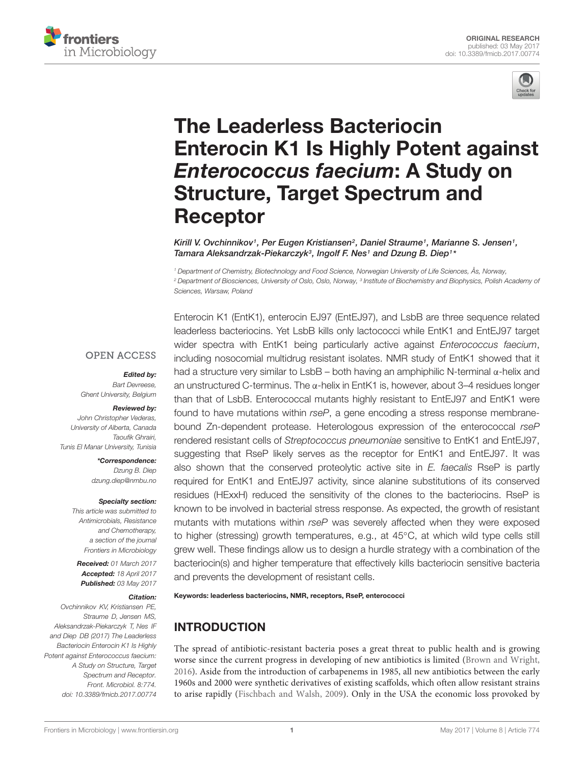ORIGINAL RESEARCH
published: 03 May 2017
doi: 10.3389/fmicb.2017.00774

# The Leaderless Bacteriocin Enterocin K1 Is Highly Potent against *Enterococcus faecium*: A Study on Structure, Target Spectrum and Receptor

*Kirill V. Ovchinnikov[1], Per Eugen Kristiansen[2], Daniel Straume[1], Marianne S. Jensen[1], Tamara Aleksandrzak-Piekarczyk[3], Ingolf F. Nes[1] and Dzung B. Diep[1]\**

[1] Department of Chemistry, Biotechnology and Food Science, Norwegian University of Life Sciences, Ås, Norway, [2] Department of Biosciences, University of Oslo, Oslo, Norway, [3] Institute of Biochemistry and Biophysics, Polish Academy of Sciences, Warsaw, Poland

OPEN ACCESS

**Edited by:**
Bart Devreese,
Ghent University, Belgium

**Reviewed by:**
John Christopher Vederas,
University of Alberta, Canada
Taoufik Ghrairi,
Tunis El Manar University, Tunisia

**\*Correspondence:**
Dzung B. Diep
dzung.diep@nmbu.no

**Specialty section:**
This article was submitted to Antimicrobials, Resistance and Chemotherapy, a section of the journal Frontiers in Microbiology

**Received:** 01 March 2017
**Accepted:** 18 April 2017
**Published:** 03 May 2017

**Citation:**
Ovchinnikov KV, Kristiansen PE, Straume D, Jensen MS, Aleksandrzak-Piekarczyk T, Nes IF and Diep DB (2017) The Leaderless Bacteriocin Enterocin K1 Is Highly Potent against Enterococcus faecium: A Study on Structure, Target Spectrum and Receptor. Front. Microbiol. 8:774. doi: 10.3389/fmicb.2017.00774

Enterocin K1 (EntK1), enterocin EJ97 (EntEJ97), and LsbB are three sequence related leaderless bacteriocins. Yet LsbB kills only lactococci while EntK1 and EntEJ97 target wider spectra with EntK1 being particularly active against *Enterococcus faecium*, including nosocomial multidrug resistant isolates. NMR study of EntK1 showed that it had a structure very similar to LsbB – both having an amphiphilic N-terminal α-helix and an unstructured C-terminus. The α-helix in EntK1 is, however, about 3–4 residues longer than that of LsbB. Enterococcal mutants highly resistant to EntEJ97 and EntK1 were found to have mutations within *rseP*, a gene encoding a stress response membrane-bound Zn-dependent protease. Heterologous expression of the enterococcal *rseP* rendered resistant cells of *Streptococcus pneumoniae* sensitive to EntK1 and EntEJ97, suggesting that RseP likely serves as the receptor for EntK1 and EntEJ97. It was also shown that the conserved proteolytic active site in *E. faecalis* RseP is partly required for EntK1 and EntEJ97 activity, since alanine substitutions of its conserved residues (HExxH) reduced the sensitivity of the clones to the bacteriocins. RseP is known to be involved in bacterial stress response. As expected, the growth of resistant mutants with mutations within *rseP* was severely affected when they were exposed to higher (stressing) growth temperatures, e.g., at 45°C, at which wild type cells still grew well. These findings allow us to design a hurdle strategy with a combination of the bacteriocin(s) and higher temperature that effectively kills bacteriocin sensitive bacteria and prevents the development of resistant cells.

**Keywords: leaderless bacteriocins, NMR, receptors, RseP, enterococci**

## INTRODUCTION

The spread of antibiotic-resistant bacteria poses a great threat to public health and is growing worse since the current progress in developing of new antibiotics is limited (Brown and Wright, 2016). Aside from the introduction of carbapenems in 1985, all new antibiotics between the early 1960s and 2000 were synthetic derivatives of existing scaffolds, which often allow resistant strains to arise rapidly (Fischbach and Walsh, 2009). Only in the USA the economic loss provoked by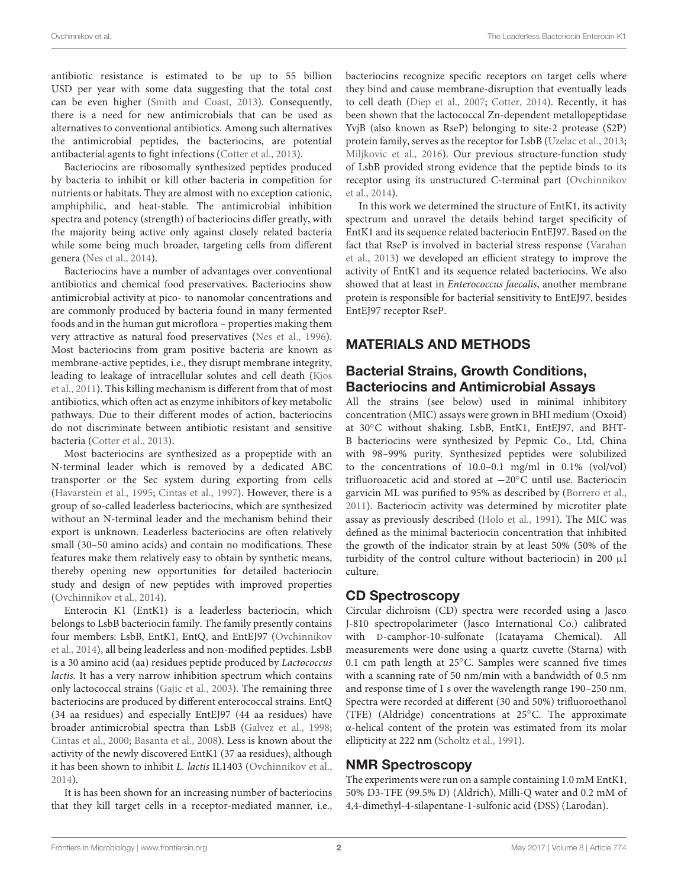antibiotic resistance is estimated to be up to 55 billion USD per year with some data suggesting that the total cost can be even higher (Smith and Coast, 2013). Consequently, there is a need for new antimicrobials that can be used as alternatives to conventional antibiotics. Among such alternatives the antimicrobial peptides, the bacteriocins, are potential antibacterial agents to fight infections (Cotter et al., 2013).

Bacteriocins are ribosomally synthesized peptides produced by bacteria to inhibit or kill other bacteria in competition for nutrients or habitats. They are almost with no exception cationic, amphiphilic, and heat-stable. The antimicrobial inhibition spectra and potency (strength) of bacteriocins differ greatly, with the majority being active only against closely related bacteria while some being much broader, targeting cells from different genera (Nes et al., 2014).

Bacteriocins have a number of advantages over conventional antibiotics and chemical food preservatives. Bacteriocins show antimicrobial activity at pico- to nanomolar concentrations and are commonly produced by bacteria found in many fermented foods and in the human gut microflora – properties making them very attractive as natural food preservatives (Nes et al., 1996). Most bacteriocins from gram positive bacteria are known as membrane-active peptides, i.e., they disrupt membrane integrity, leading to leakage of intracellular solutes and cell death (Kjos et al., 2011). This killing mechanism is different from that of most antibiotics, which often act as enzyme inhibitors of key metabolic pathways. Due to their different modes of action, bacteriocins do not discriminate between antibiotic resistant and sensitive bacteria (Cotter et al., 2013).

Most bacteriocins are synthesized as a propeptide with an N-terminal leader which is removed by a dedicated ABC transporter or the Sec system during exporting from cells (Havarstein et al., 1995; Cintas et al., 1997). However, there is a group of so-called leaderless bacteriocins, which are synthesized without an N-terminal leader and the mechanism behind their export is unknown. Leaderless bacteriocins are often relatively small (30–50 amino acids) and contain no modifications. These features make them relatively easy to obtain by synthetic means, thereby opening new opportunities for detailed bacteriocin study and design of new peptides with improved properties (Ovchinnikov et al., 2014).

Enterocin K1 (EntK1) is a leaderless bacteriocin, which belongs to LsbB bacteriocin family. The family presently contains four members: LsbB, EntK1, EntQ, and EntEJ97 (Ovchinnikov et al., 2014), all being leaderless and non-modified peptides. LsbB is a 30 amino acid (aa) residues peptide produced by *Lactococcus lactis*. It has a very narrow inhibition spectrum which contains only lactococcal strains (Gajic et al., 2003). The remaining three bacteriocins are produced by different enterococcal strains. EntQ (34 aa residues) and especially EntEJ97 (44 aa residues) have broader antimicrobial spectra than LsbB (Galvez et al., 1998; Cintas et al., 2000; Basanta et al., 2008). Less is known about the activity of the newly discovered EntK1 (37 aa residues), although it has been shown to inhibit *L. lactis* IL1403 (Ovchinnikov et al., 2014).

It is has been shown for an increasing number of bacteriocins that they kill target cells in a receptor-mediated manner, i.e., bacteriocins recognize specific receptors on target cells where they bind and cause membrane-disruption that eventually leads to cell death (Diep et al., 2007; Cotter, 2014). Recently, it has been shown that the lactococcal Zn-dependent metallopeptidase YvjB (also known as RseP) belonging to site-2 protease (S2P) protein family, serves as the receptor for LsbB (Uzelac et al., 2013; Miljkovic et al., 2016). Our previous structure-function study of LsbB provided strong evidence that the peptide binds to its receptor using its unstructured C-terminal part (Ovchinnikov et al., 2014).

In this work we determined the structure of EntK1, its activity spectrum and unravel the details behind target specificity of EntK1 and its sequence related bacteriocin EntEJ97. Based on the fact that RseP is involved in bacterial stress response (Varahan et al., 2013) we developed an efficient strategy to improve the activity of EntK1 and its sequence related bacteriocins. We also showed that at least in *Enterococcus faecalis*, another membrane protein is responsible for bacterial sensitivity to EntEJ97, besides EntEJ97 receptor RseP.

## MATERIALS AND METHODS

### Bacterial Strains, Growth Conditions, Bacteriocins and Antimicrobial Assays

All the strains (see below) used in minimal inhibitory concentration (MIC) assays were grown in BHI medium (Oxoid) at 30°C without shaking. LsbB, EntK1, EntEJ97, and BHT-B bacteriocins were synthesized by Pepmic Co., Ltd, China with 98–99% purity. Synthesized peptides were solubilized to the concentrations of 10.0–0.1 mg/ml in 0.1% (vol/vol) trifluoroacetic acid and stored at −20°C until use. Bacteriocin garvicin ML was purified to 95% as described by (Borrero et al., 2011). Bacteriocin activity was determined by microtiter plate assay as previously described (Holo et al., 1991). The MIC was defined as the minimal bacteriocin concentration that inhibited the growth of the indicator strain by at least 50% (50% of the turbidity of the control culture without bacteriocin) in 200 μl culture.

### CD Spectroscopy

Circular dichroism (CD) spectra were recorded using a Jasco J-810 spectropolarimeter (Jasco International Co.) calibrated with D-camphor-10-sulfonate (Icatayama Chemical). All measurements were done using a quartz cuvette (Starna) with 0.1 cm path length at 25°C. Samples were scanned five times with a scanning rate of 50 nm/min with a bandwidth of 0.5 nm and response time of 1 s over the wavelength range 190–250 nm. Spectra were recorded at different (30 and 50%) trifluoroethanol (TFE) (Aldridge) concentrations at 25°C. The approximate α-helical content of the protein was estimated from its molar ellipticity at 222 nm (Scholtz et al., 1991).

### NMR Spectroscopy

The experiments were run on a sample containing 1.0 mM EntK1, 50% D3-TFE (99.5% D) (Aldrich), Milli-Q water and 0.2 mM of 4,4-dimethyl-4-silapentane-1-sulfonic acid (DSS) (Larodan).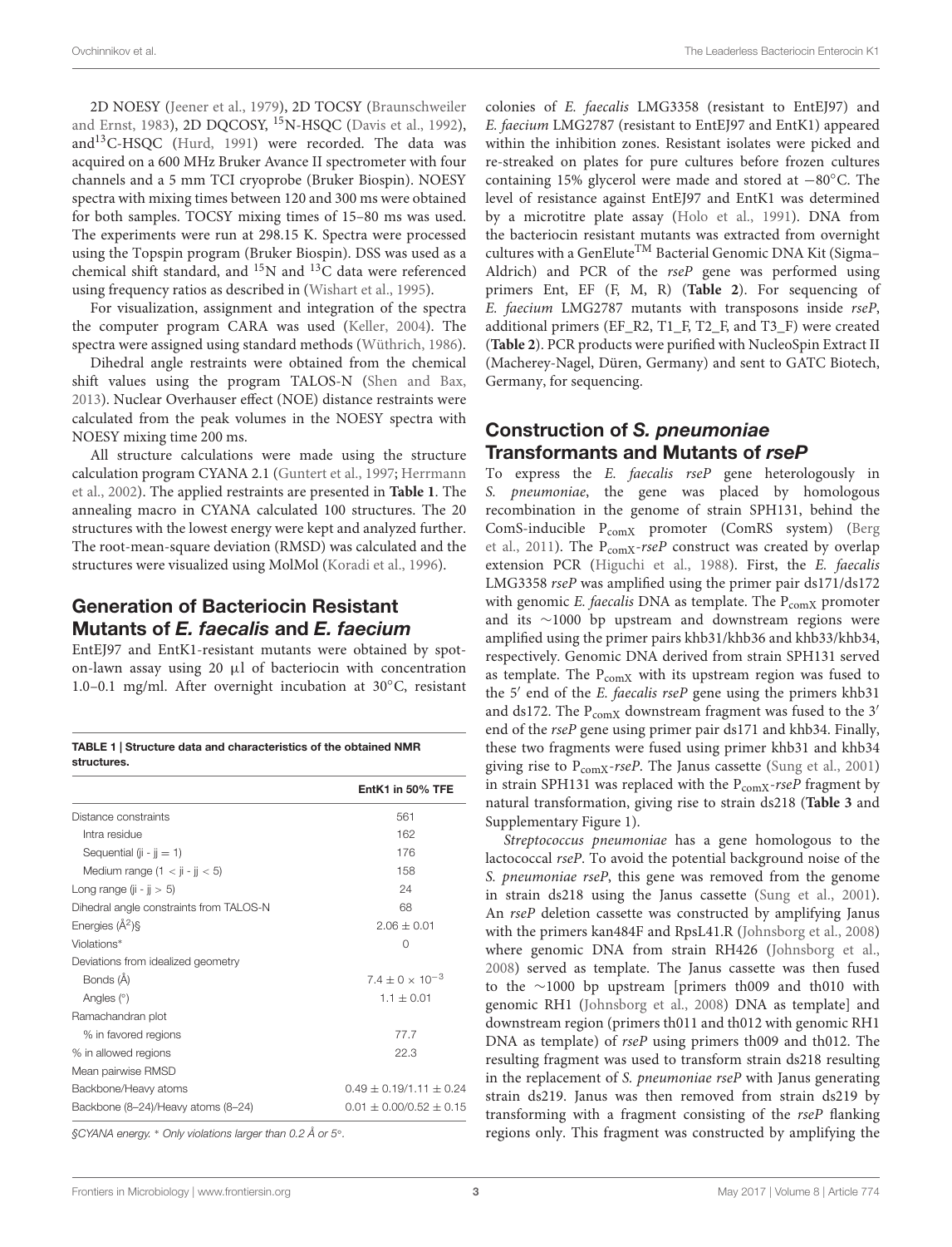2D NOESY (Jeener et al., 1979), 2D TOCSY (Braunschweiler and Ernst, 1983), 2D DQCOSY, $^{15}$N-HSQC (Davis et al., 1992), and $^{13}$C-HSQC (Hurd, 1991) were recorded. The data was acquired on a 600 MHz Bruker Avance II spectrometer with four channels and a 5 mm TCI cryoprobe (Bruker Biospin). NOESY spectra with mixing times between 120 and 300 ms were obtained for both samples. TOCSY mixing times of 15–80 ms was used. The experiments were run at 298.15 K. Spectra were processed using the Topspin program (Bruker Biospin). DSS was used as a chemical shift standard, and $^{15}$N and $^{13}$C data were referenced using frequency ratios as described in (Wishart et al., 1995).

For visualization, assignment and integration of the spectra the computer program CARA was used (Keller, 2004). The spectra were assigned using standard methods (Wüthrich, 1986).

Dihedral angle restraints were obtained from the chemical shift values using the program TALOS-N (Shen and Bax, 2013). Nuclear Overhauser effect (NOE) distance restraints were calculated from the peak volumes in the NOESY spectra with NOESY mixing time 200 ms.

All structure calculations were made using the structure calculation program CYANA 2.1 (Guntert et al., 1997; Herrmann et al., 2002). The applied restraints are presented in **Table 1**. The annealing macro in CYANA calculated 100 structures. The 20 structures with the lowest energy were kept and analyzed further. The root-mean-square deviation (RMSD) was calculated and the structures were visualized using MolMol (Koradi et al., 1996).

## Generation of Bacteriocin Resistant Mutants of *E. faecalis* and *E. faecium*

EntEJ97 and EntK1-resistant mutants were obtained by spot-on-lawn assay using 20 μl of bacteriocin with concentration 1.0–0.1 mg/ml. After overnight incubation at 30°C, resistant colonies of *E. faecalis* LMG3358 (resistant to EntEJ97) and *E. faecium* LMG2787 (resistant to EntEJ97 and EntK1) appeared within the inhibition zones. Resistant isolates were picked and re-streaked on plates for pure cultures before frozen cultures containing 15% glycerol were made and stored at −80°C. The level of resistance against EntEJ97 and EntK1 was determined by a microtitre plate assay (Holo et al., 1991). DNA from the bacteriocin resistant mutants was extracted from overnight cultures with a GenElute™ Bacterial Genomic DNA Kit (Sigma–Aldrich) and PCR of the *rseP* gene was performed using primers Ent, EF (F, M, R) (**Table 2**). For sequencing of *E. faecium* LMG2787 mutants with transposons inside *rseP*, additional primers (EF_R2, T1_F, T2_F, and T3_F) were created (**Table 2**). PCR products were purified with NucleoSpin Extract II (Macherey-Nagel, Düren, Germany) and sent to GATC Biotech, Germany, for sequencing.

**TABLE 1 | Structure data and characteristics of the obtained NMR structures.**

| | EntK1 in 50% TFE |
|---|---|
| Distance constraints | 561 |
| Intra residue | 162 |
| Sequential (ji - jj = 1) | 176 |
| Medium range (1 < ji - jj < 5) | 158 |
| Long range (ji - jj > 5) | 24 |
| Dihedral angle constraints from TALOS-N | 68 |
| Energies (Å$^2$)§ | 2.06 ± 0.01 |
| Violations* | 0 |
| Deviations from idealized geometry | |
| Bonds (Å) | $7.4 \pm 0 \times 10^{-3}$ |
| Angles (°) | 1.1 ± 0.01 |
| Ramachandran plot | |
| % in favored regions | 77.7 |
| % in allowed regions | 22.3 |
| Mean pairwise RMSD | |
| Backbone/Heavy atoms | 0.49 ± 0.19/1.11 ± 0.24 |
| Backbone (8–24)/Heavy atoms (8–24) | 0.01 ± 0.00/0.52 ± 0.15 |

*§CYANA energy. \* Only violations larger than 0.2 Å or 5°.*

## Construction of *S. pneumoniae* Transformants and Mutants of *rseP*

To express the *E. faecalis rseP* gene heterologously in *S. pneumoniae*, the gene was placed by homologous recombination in the genome of strain SPH131, behind the ComS-inducible $P_{comX}$ promoter (ComRS system) (Berg et al., 2011). The $P_{comX}$-*rseP* construct was created by overlap extension PCR (Higuchi et al., 1988). First, the *E. faecalis* LMG3358 *rseP* was amplified using the primer pair ds171/ds172 with genomic *E. faecalis* DNA as template. The $P_{comX}$ promoter and its ∼1000 bp upstream and downstream regions were amplified using the primer pairs khb31/khb36 and khb33/khb34, respectively. Genomic DNA derived from strain SPH131 served as template. The $P_{comX}$ with its upstream region was fused to the 5′ end of the *E. faecalis rseP* gene using the primers khb31 and ds172. The $P_{comX}$ downstream fragment was fused to the 3′ end of the *rseP* gene using primer pair ds171 and khb34. Finally, these two fragments were fused using primer khb31 and khb34 giving rise to $P_{comX}$-*rseP*. The Janus cassette (Sung et al., 2001) in strain SPH131 was replaced with the $P_{comX}$-*rseP* fragment by natural transformation, giving rise to strain ds218 (**Table 3** and Supplementary Figure 1).

*Streptococcus pneumoniae* has a gene homologous to the lactococcal *rseP*. To avoid the potential background noise of the *S. pneumoniae rseP*, this gene was removed from the genome in strain ds218 using the Janus cassette (Sung et al., 2001). An *rseP* deletion cassette was constructed by amplifying Janus with the primers kan484F and RpsL41.R (Johnsborg et al., 2008) where genomic DNA from strain RH426 (Johnsborg et al., 2008) served as template. The Janus cassette was then fused to the ∼1000 bp upstream [primers th009 and th010 with genomic RH1 (Johnsborg et al., 2008) DNA as template] and downstream region (primers th011 and th012 with genomic RH1 DNA as template) of *rseP* using primers th009 and th012. The resulting fragment was used to transform strain ds218 resulting in the replacement of *S. pneumoniae rseP* with Janus generating strain ds219. Janus was then removed from strain ds219 by transforming with a fragment consisting of the *rseP* flanking regions only. This fragment was constructed by amplifying the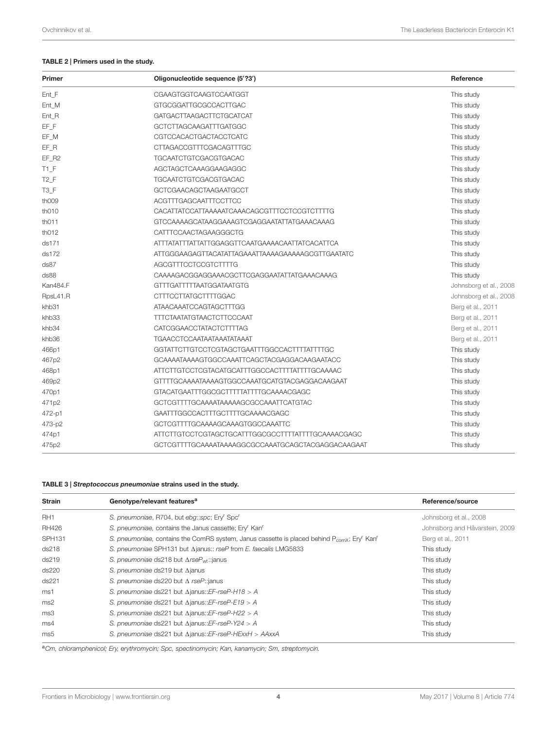**TABLE 2 | Primers used in the study.**

| Primer | Oligonucleotide sequence (5′?3′) | Reference |
|---|---|---|
| Ent_F | CGAAGTGGTCAAGTCCAATGGT | This study |
| Ent_M | GTGCGGATTGCGCCACTTGAC | This study |
| Ent_R | GATGACTTAAGACTTCTGCATCAT | This study |
| EF_F | GCTCTTAGCAAGATTTGATGGC | This study |
| EF_M | CGTCCACACTGACTACCTCATC | This study |
| EF_R | CTTAGACCGTTTCGACAGTTTGC | This study |
| EF_R2 | TGCAATCTGTCGACGTGACAC | This study |
| T1_F | AGCTAGCTCAAAGGAAGAGGC | This study |
| T2_F | TGCAATCTGTCGACGTGACAC | This study |
| T3_F | GCTCGAACAGCTAAGAATGCCT | This study |
| th009 | ACGTTTGAGCAATTTCCTTCC | This study |
| th010 | CACATTATCCATTAAAAATCAAACAGCGTTTCCTCCGTCTTTTG | This study |
| th011 | GTCCAAAAGCATAAGGAAAGTCGAGGAATATTATGAAACAAAG | This study |
| th012 | CATTTCCAACTAGAAGGGCTG | This study |
| ds171 | ATTTATATTTATTATTGGAGGTTCAATGAAAACAATTATCACATTCA | This study |
| ds172 | ATTGGGAAGAGTTACATATTAGAAATTAAAAGAAAAAGCGTTGAATATC | This study |
| ds87 | AGCGTTTCCTCCGTCTTTTG | This study |
| ds88 | CAAAAGACGGAGGAAACGCTTCGAGGAATATTATGAAACAAAG | This study |
| Kan484.F | GTTTGATTTTTAATGGATAATGTG | Johnsborg et al., 2008 |
| RpsL41.R | CTTTCCTTATGCTTTTGGAC | Johnsborg et al., 2008 |
| khb31 | ATAACAAATCCAGTAGCTTTGG | Berg et al., 2011 |
| khb33 | TTTCTAATATGTAACTCTTCCCAAT | Berg et al., 2011 |
| khb34 | CATCGGAACCTATACTCTTTTAG | Berg et al., 2011 |
| khb36 | TGAACCTCCAATAATAAATATAAAT | Berg et al., 2011 |
| 466p1 | GGTATTCTTGTCCTCGTAGCTGAATTTGGCCACTTTTATTTTGC | This study |
| 467p2 | GCAAAATAAAAGTGGCCAAATTCAGCTACGAGGACAAGAATACC | This study |
| 468p1 | ATTCTTGTCCTCGTACATGCATTTGGCCACTTTTATTTTGCAAAAC | This study |
| 469p2 | GTTTTGCAAAATAAAAGTGGCCAAATGCATGTACGAGGACAAGAAT | This study |
| 470p1 | GTACATGAATTTGGCGCTTTTTATTTTGCAAAACGAGC | This study |
| 471p2 | GCTCGTTTTGCAAAATAAAAAGCGCCAAATTCATGTAC | This study |
| 472-p1 | GAATTTGGCCACTTTGCTTTTGCAAAACGAGC | This study |
| 473-p2 | GCTCGTTTTGCAAAAGCAAAGTGGCCAAATTC | This study |
| 474p1 | ATTCTTGTCCTCGTAGCTGCATTTGGCGCCTTTTATTTTGCAAAACGAGC | This study |
| 475p2 | GCTCGTTTTGCAAAATAAAAGGCGCCAAATGCAGCTACGAGGACAAGAAT | This study |

**TABLE 3 | *Streptococcus pneumoniae* strains used in the study.**

| Strain | Genotype/relevant features[a] | Reference/source |
|---|---|---|
| RH1 | *S. pneumoniae*, R704, but *ebg*::*spc*; $Ery^r$ $Spc^r$ | Johnsborg et al., 2008 |
| RH426 | *S. pneumoniae*, contains the Janus cassette; $Ery^r$ $Kan^r$ | Johnsborg and Håvarstein, 2009 |
| SPH131 | *S. pneumoniae*, contains the ComRS system, Janus cassette is placed behind $P_{comX}$; $Ery^r$ $Kan^r$ | Berg et al., 2011 |
| ds218 | *S. pneumoniae* SPH131 but Δjanus:: *rseP* from *E. faecalis* LMG5833 | This study |
| ds219 | *S. pneumoniae* ds218 but Δ*rseP*$_{wt}$::janus | This study |
| ds220 | *S. pneumoniae* ds219 but Δjanus | This study |
| ds221 | *S. pneumoniae* ds220 but Δ *rseP*::janus | This study |
| ms1 | *S. pneumoniae* ds221 but Δjanus::*EF-rseP-H18 > A* | This study |
| ms2 | *S. pneumoniae* ds221 but Δjanus::*EF-rseP-E19 > A* | This study |
| ms3 | *S. pneumoniae* ds221 but Δjanus::*EF-rseP-H22 > A* | This study |
| ms4 | *S. pneumoniae* ds221 but Δjanus::*EF-rseP-Y24 > A* | This study |
| ms5 | *S. pneumoniae* ds221 but Δjanus::*EF-rseP-HExxH > AAxxA* | This study |

[a]*Cm, chloramphenicol; Ery, erythromycin; Spc, spectinomycin; Kan, kanamycin; Sm, streptomycin.*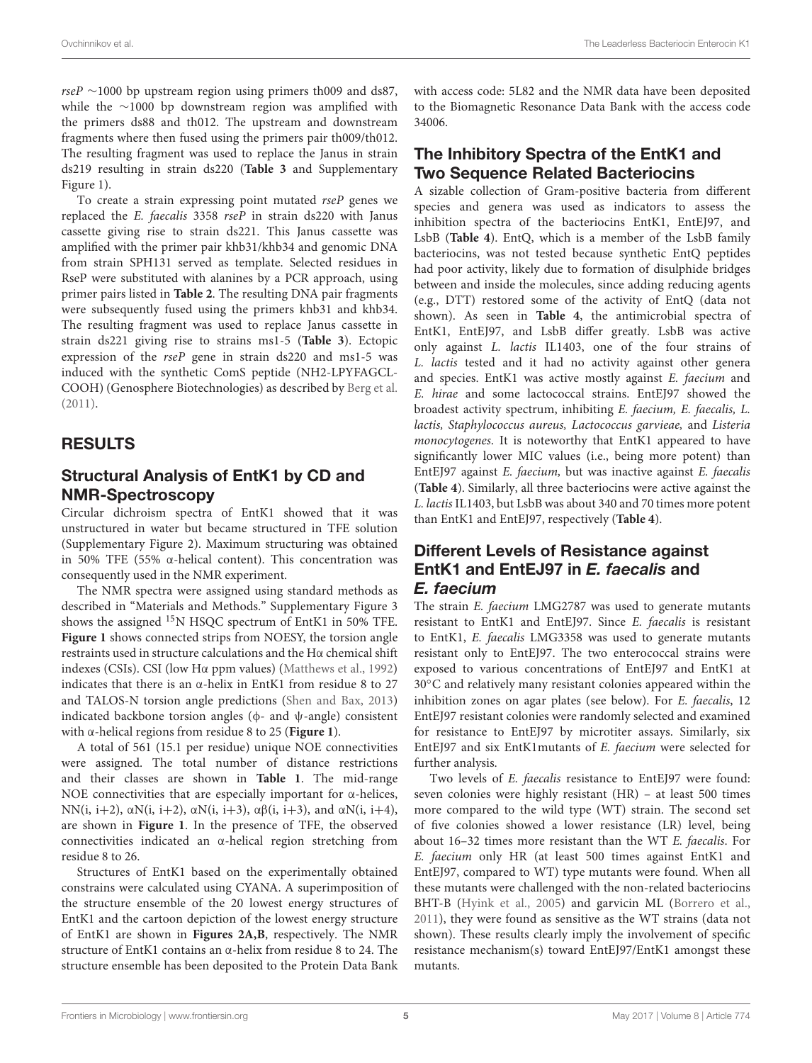*rseP* ~1000 bp upstream region using primers th009 and ds87, while the ~1000 bp downstream region was amplified with the primers ds88 and th012. The upstream and downstream fragments where then fused using the primers pair th009/th012. The resulting fragment was used to replace the Janus in strain ds219 resulting in strain ds220 (**Table 3** and Supplementary Figure 1).

To create a strain expressing point mutated *rseP* genes we replaced the *E. faecalis* 3358 *rseP* in strain ds220 with Janus cassette giving rise to strain ds221. This Janus cassette was amplified with the primer pair khb31/khb34 and genomic DNA from strain SPH131 served as template. Selected residues in RseP were substituted with alanines by a PCR approach, using primer pairs listed in **Table 2**. The resulting DNA pair fragments were subsequently fused using the primers khb31 and khb34. The resulting fragment was used to replace Janus cassette in strain ds221 giving rise to strains ms1-5 (**Table 3**). Ectopic expression of the *rseP* gene in strain ds220 and ms1-5 was induced with the synthetic ComS peptide (NH2-LPYFAGCL-COOH) (Genosphere Biotechnologies) as described by Berg et al. (2011).

# RESULTS

## Structural Analysis of EntK1 by CD and NMR-Spectroscopy

Circular dichroism spectra of EntK1 showed that it was unstructured in water but became structured in TFE solution (Supplementary Figure 2). Maximum structuring was obtained in 50% TFE (55% α-helical content). This concentration was consequently used in the NMR experiment.

The NMR spectra were assigned using standard methods as described in "Materials and Methods." Supplementary Figure 3 shows the assigned $^{15}$N HSQC spectrum of EntK1 in 50% TFE. **Figure 1** shows connected strips from NOESY, the torsion angle restraints used in structure calculations and the Hα chemical shift indexes (CSIs). CSI (low Hα ppm values) (Matthews et al., 1992) indicates that there is an α-helix in EntK1 from residue 8 to 27 and TALOS-N torsion angle predictions (Shen and Bax, 2013) indicated backbone torsion angles (ϕ- and ψ-angle) consistent with α-helical regions from residue 8 to 25 (**Figure 1**).

A total of 561 (15.1 per residue) unique NOE connectivities were assigned. The total number of distance restrictions and their classes are shown in **Table 1**. The mid-range NOE connectivities that are especially important for α-helices, NN(i, i+2), αN(i, i+2), αN(i, i+3), αβ(i, i+3), and αN(i, i+4), are shown in **Figure 1**. In the presence of TFE, the observed connectivities indicated an α-helical region stretching from residue 8 to 26.

Structures of EntK1 based on the experimentally obtained constrains were calculated using CYANA. A superimposition of the structure ensemble of the 20 lowest energy structures of EntK1 and the cartoon depiction of the lowest energy structure of EntK1 are shown in **Figures 2A,B**, respectively. The NMR structure of EntK1 contains an α-helix from residue 8 to 24. The structure ensemble has been deposited to the Protein Data Bank with access code: 5L82 and the NMR data have been deposited to the Biomagnetic Resonance Data Bank with the access code 34006.

## The Inhibitory Spectra of the EntK1 and Two Sequence Related Bacteriocins

A sizable collection of Gram-positive bacteria from different species and genera was used as indicators to assess the inhibition spectra of the bacteriocins EntK1, EntEJ97, and LsbB (**Table 4**). EntQ, which is a member of the LsbB family bacteriocins, was not tested because synthetic EntQ peptides had poor activity, likely due to formation of disulphide bridges between and inside the molecules, since adding reducing agents (e.g., DTT) restored some of the activity of EntQ (data not shown). As seen in **Table 4**, the antimicrobial spectra of EntK1, EntEJ97, and LsbB differ greatly. LsbB was active only against *L. lactis* IL1403, one of the four strains of *L. lactis* tested and it had no activity against other genera and species. EntK1 was active mostly against *E. faecium* and *E. hirae* and some lactococcal strains. EntEJ97 showed the broadest activity spectrum, inhibiting *E. faecium, E. faecalis, L. lactis, Staphylococcus aureus, Lactococcus garvieae,* and *Listeria monocytogenes*. It is noteworthy that EntK1 appeared to have significantly lower MIC values (i.e., being more potent) than EntEJ97 against *E. faecium,* but was inactive against *E. faecalis* (**Table 4**). Similarly, all three bacteriocins were active against the *L. lactis* IL1403, but LsbB was about 340 and 70 times more potent than EntK1 and EntEJ97, respectively (**Table 4**).

## Different Levels of Resistance against EntK1 and EntEJ97 in *E. faecalis* and *E. faecium*

The strain *E. faecium* LMG2787 was used to generate mutants resistant to EntK1 and EntEJ97. Since *E. faecalis* is resistant to EntK1, *E. faecalis* LMG3358 was used to generate mutants resistant only to EntEJ97. The two enterococcal strains were exposed to various concentrations of EntEJ97 and EntK1 at 30°C and relatively many resistant colonies appeared within the inhibition zones on agar plates (see below). For *E. faecalis*, 12 EntEJ97 resistant colonies were randomly selected and examined for resistance to EntEJ97 by microtiter assays. Similarly, six EntEJ97 and six EntK1mutants of *E. faecium* were selected for further analysis.

Two levels of *E. faecalis* resistance to EntEJ97 were found: seven colonies were highly resistant (HR) – at least 500 times more compared to the wild type (WT) strain. The second set of five colonies showed a lower resistance (LR) level, being about 16–32 times more resistant than the WT *E. faecalis*. For *E. faecium* only HR (at least 500 times against EntK1 and EntEJ97, compared to WT) type mutants were found. When all these mutants were challenged with the non-related bacteriocins BHT-B (Hyink et al., 2005) and garvicin ML (Borrero et al., 2011), they were found as sensitive as the WT strains (data not shown). These results clearly imply the involvement of specific resistance mechanism(s) toward EntEJ97/EntK1 amongst these mutants.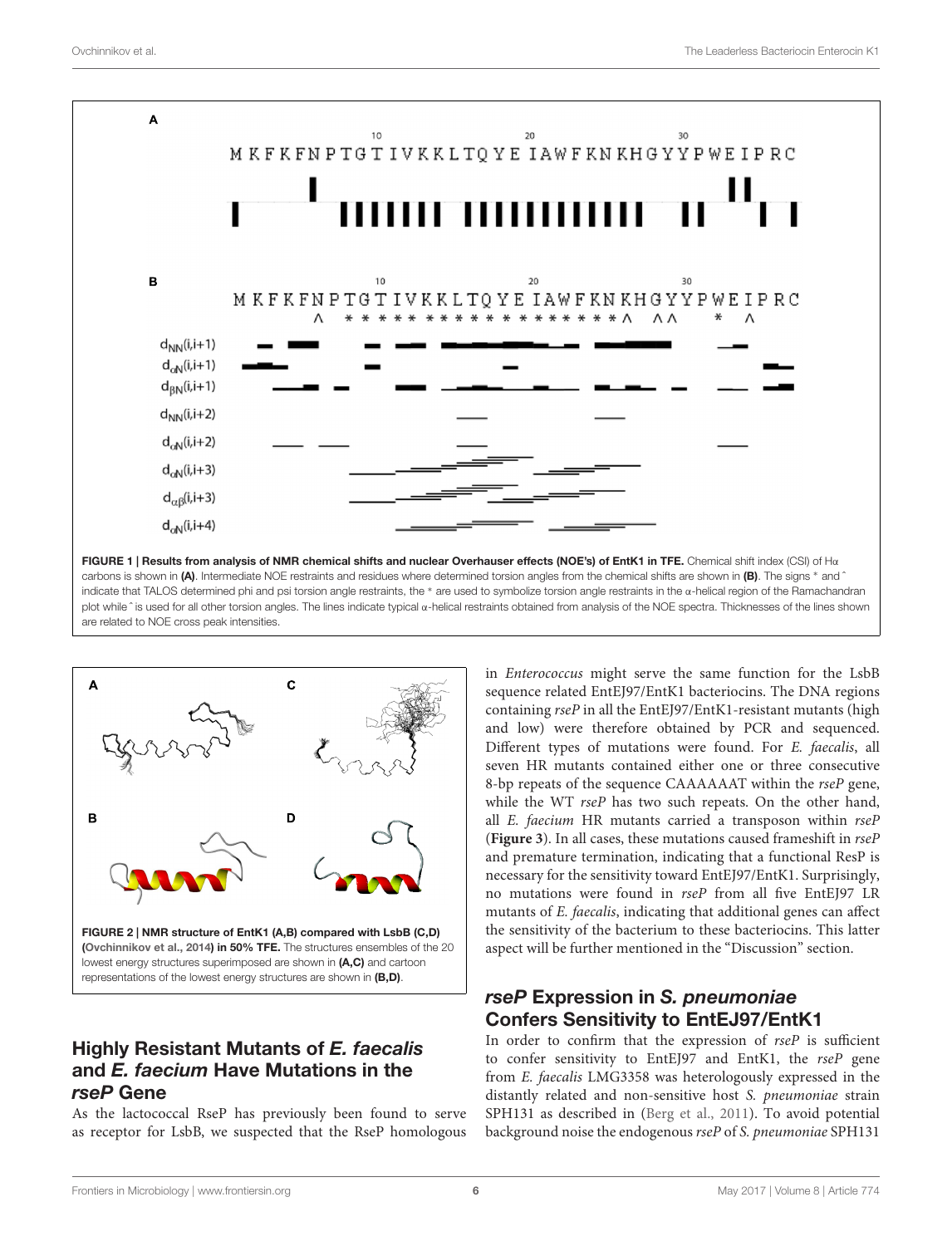FIGURE 1 | Results from analysis of NMR chemical shifts and nuclear Overhauser effects (NOE's) of EntK1 in TFE. Chemical shift index (CSI) of Hα carbons is shown in **(A)**. Intermediate NOE restraints and residues where determined torsion angles from the chemical shifts are shown in **(B)**. The signs * and ˆ indicate that TALOS determined phi and psi torsion angle restraints, the * are used to symbolize torsion angle restraints in the α-helical region of the Ramachandran plot while ˆ is used for all other torsion angles. The lines indicate typical α-helical restraints obtained from analysis of the NOE spectra. Thicknesses of the lines shown are related to NOE cross peak intensities.

FIGURE 2 | NMR structure of EntK1 (A,B) compared with LsbB (C,D) (Ovchinnikov et al., 2014) in 50% TFE. The structures ensembles of the 20 lowest energy structures superimposed are shown in **(A,C)** and cartoon representations of the lowest energy structures are shown in **(B,D)**.

## Highly Resistant Mutants of *E. faecalis* and *E. faecium* Have Mutations in the *rseP* Gene

As the lactococcal RseP has previously been found to serve as receptor for LsbB, we suspected that the RseP homologous in *Enterococcus* might serve the same function for the LsbB sequence related EntEJ97/EntK1 bacteriocins. The DNA regions containing *rseP* in all the EntEJ97/EntK1-resistant mutants (high and low) were therefore obtained by PCR and sequenced. Different types of mutations were found. For *E. faecalis*, all seven HR mutants contained either one or three consecutive 8-bp repeats of the sequence CAAAAAAT within the *rseP* gene, while the WT *rseP* has two such repeats. On the other hand, all *E. faecium* HR mutants carried a transposon within *rseP* (**Figure 3**). In all cases, these mutations caused frameshift in *rseP* and premature termination, indicating that a functional ResP is necessary for the sensitivity toward EntEJ97/EntK1. Surprisingly, no mutations were found in *rseP* from all five EntEJ97 LR mutants of *E. faecalis*, indicating that additional genes can affect the sensitivity of the bacterium to these bacteriocins. This latter aspect will be further mentioned in the "Discussion" section.

## *rseP* Expression in *S. pneumoniae* Confers Sensitivity to EntEJ97/EntK1

In order to confirm that the expression of *rseP* is sufficient to confer sensitivity to EntEJ97 and EntK1, the *rseP* gene from *E. faecalis* LMG3358 was heterologously expressed in the distantly related and non-sensitive host *S. pneumoniae* strain SPH131 as described in (Berg et al., 2011). To avoid potential background noise the endogenous *rseP* of *S. pneumoniae* SPH131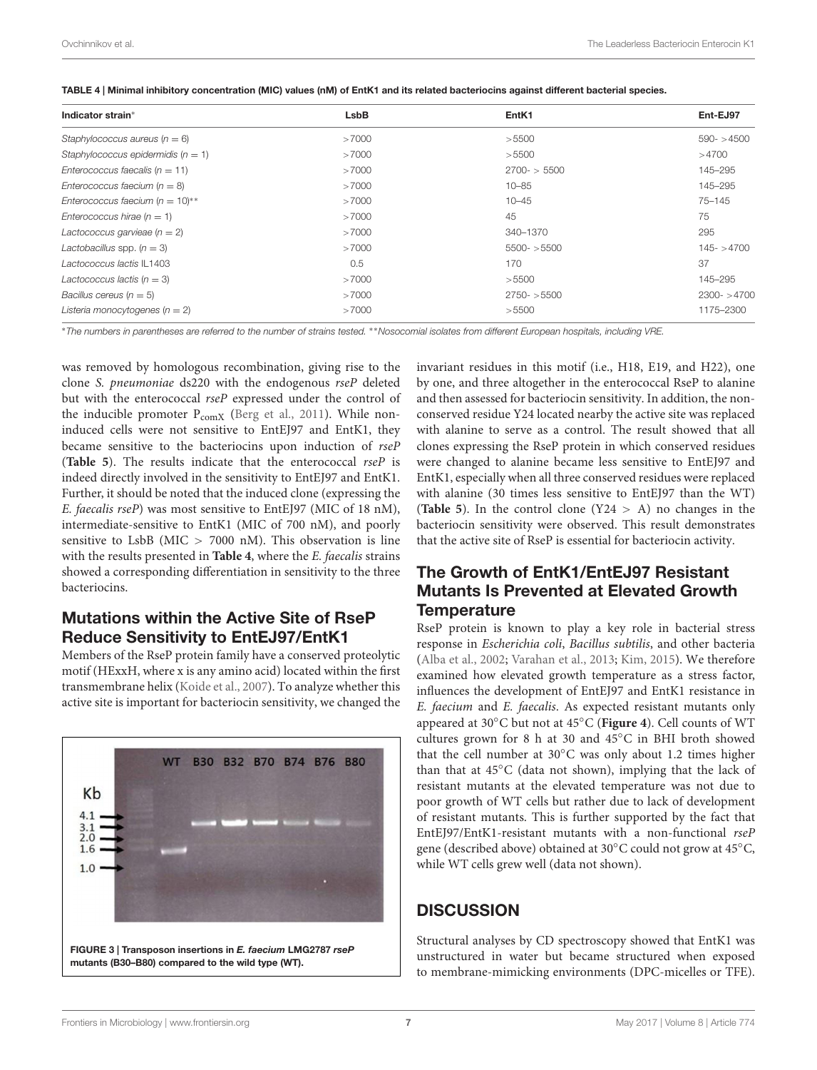**TABLE 4 | Minimal inhibitory concentration (MIC) values (nM) of EntK1 and its related bacteriocins against different bacterial species.**

| Indicator strain* | LsbB | EntK1 | Ent-EJ97 |
|---|---|---|---|
| *Staphylococcus aureus* (*n* = 6) | >7000 | >5500 | 590- >4500 |
| *Staphylococcus epidermidis* (*n* = 1) | >7000 | >5500 | >4700 |
| *Enterococcus faecalis* (*n* = 11) | >7000 | 2700- > 5500 | 145–295 |
| *Enterococcus faecium* (*n* = 8) | >7000 | 10–85 | 145–295 |
| *Enterococcus faecium* (*n* = 10)** | >7000 | 10–45 | 75–145 |
| *Enterococcus hirae* (*n* = 1) | >7000 | 45 | 75 |
| *Lactococcus garvieae* (*n* = 2) | >7000 | 340–1370 | 295 |
| *Lactobacillus* spp. (*n* = 3) | >7000 | 5500- >5500 | 145- >4700 |
| *Lactococcus lactis* IL1403 | 0.5 | 170 | 37 |
| *Lactococcus lactis* (*n* = 3) | >7000 | >5500 | 145–295 |
| *Bacillus cereus* (*n* = 5) | >7000 | 2750- >5500 | 2300- >4700 |
| *Listeria monocytogenes* (*n* = 2) | >7000 | >5500 | 1175–2300 |

*The numbers in parentheses are referred to the number of strains tested. **Nosocomial isolates from different European hospitals, including VRE.

was removed by homologous recombination, giving rise to the clone *S. pneumoniae* ds220 with the endogenous *rseP* deleted but with the enterococcal *rseP* expressed under the control of the inducible promoter $P_{comX}$ (Berg et al., 2011). While non-induced cells were not sensitive to EntEJ97 and EntK1, they became sensitive to the bacteriocins upon induction of *rseP* (**Table 5**). The results indicate that the enterococcal *rseP* is indeed directly involved in the sensitivity to EntEJ97 and EntK1. Further, it should be noted that the induced clone (expressing the *E. faecalis rseP*) was most sensitive to EntEJ97 (MIC of 18 nM), intermediate-sensitive to EntK1 (MIC of 700 nM), and poorly sensitive to LsbB (MIC > 7000 nM). This observation is line with the results presented in **Table 4**, where the *E. faecalis* strains showed a corresponding differentiation in sensitivity to the three bacteriocins.

## Mutations within the Active Site of RseP Reduce Sensitivity to EntEJ97/EntK1

Members of the RseP protein family have a conserved proteolytic motif (HExxH, where x is any amino acid) located within the first transmembrane helix (Koide et al., 2007). To analyze whether this active site is important for bacteriocin sensitivity, we changed the invariant residues in this motif (i.e., H18, E19, and H22), one by one, and three altogether in the enterococcal RseP to alanine and then assessed for bacteriocin sensitivity. In addition, the non-conserved residue Y24 located nearby the active site was replaced with alanine to serve as a control. The result showed that all clones expressing the RseP protein in which conserved residues were changed to alanine became less sensitive to EntEJ97 and EntK1, especially when all three conserved residues were replaced with alanine (30 times less sensitive to EntEJ97 than the WT) (**Table 5**). In the control clone (Y24 > A) no changes in the bacteriocin sensitivity were observed. This result demonstrates that the active site of RseP is essential for bacteriocin activity.

**FIGURE 3 | Transposon insertions in *E. faecium* LMG2787 *rseP* mutants (B30–B80) compared to the wild type (WT).**

## The Growth of EntK1/EntEJ97 Resistant Mutants Is Prevented at Elevated Growth Temperature

RseP protein is known to play a key role in bacterial stress response in *Escherichia coli*, *Bacillus subtilis*, and other bacteria (Alba et al., 2002; Varahan et al., 2013; Kim, 2015). We therefore examined how elevated growth temperature as a stress factor, influences the development of EntEJ97 and EntK1 resistance in *E. faecium* and *E. faecalis*. As expected resistant mutants only appeared at 30°C but not at 45°C (**Figure 4**). Cell counts of WT cultures grown for 8 h at 30 and 45°C in BHI broth showed that the cell number at 30°C was only about 1.2 times higher than that at 45°C (data not shown), implying that the lack of resistant mutants at the elevated temperature was not due to poor growth of WT cells but rather due to lack of development of resistant mutants. This is further supported by the fact that EntEJ97/EntK1-resistant mutants with a non-functional *rseP* gene (described above) obtained at 30°C could not grow at 45°C, while WT cells grew well (data not shown).

## DISCUSSION

Structural analyses by CD spectroscopy showed that EntK1 was unstructured in water but became structured when exposed to membrane-mimicking environments (DPC-micelles or TFE).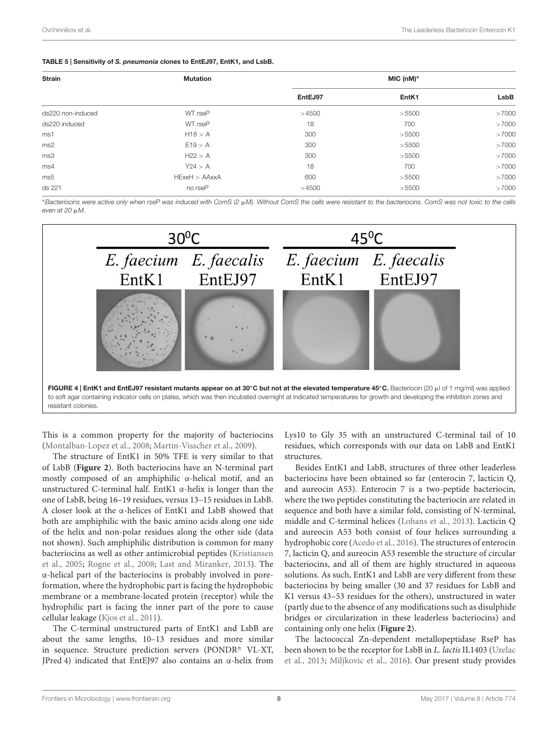**TABLE 5 | Sensitivity of *S. pneumonia* clones to EntEJ97, EntK1, and LsbB.**

| Strain | Mutation | MIC (nM)* | | |
|---|---|---|---|---|
| | | EntEJ97 | EntK1 | LsbB |
| ds220 non-induced | WT *rseP* | >4500 | >5500 | >7000 |
| ds220 induced | WT *rseP* | 18 | 700 | >7000 |
| ms1 | H18 > A | 300 | >5500 | >7000 |
| ms2 | E19 > A | 300 | >5500 | >7000 |
| ms3 | H22 > A | 300 | >5500 | >7000 |
| ms4 | Y24 > A | 18 | 700 | >7000 |
| ms5 | HExxH > AAxxA | 600 | >5500 | >7000 |
| ds 221 | no *rseP* | >4500 | >5500 | >7000 |

**Bacteriocins were active only when rseP was induced with ComS (2 μM). Without ComS the cells were resistant to the bacteriocins. ComS was not toxic to the cells even at 20 μM.*

**FIGURE 4 | EntK1 and EntEJ97 resistant mutants appear on at 30°C but not at the elevated temperature 45°C.** Bacteriocin (20 μl of 1 mg/ml) was applied to soft agar containing indicator cells on plates, which was then incubated overnight at indicated temperatures for growth and developing the inhibition zones and resistant colonies.

This is a common property for the majority of bacteriocins (Montalban-Lopez et al., 2008; Martin-Visscher et al., 2009).

The structure of EntK1 in 50% TFE is very similar to that of LsbB (**Figure 2**). Both bacteriocins have an N-terminal part mostly composed of an amphiphilic α-helical motif, and an unstructured C-terminal half. EntK1 α-helix is longer than the one of LsbB, being 16–19 residues, versus 13–15 residues in LsbB. A closer look at the α-helices of EntK1 and LsbB showed that both are amphiphilic with the basic amino acids along one side of the helix and non-polar residues along the other side (data not shown). Such amphiphilic distribution is common for many bacteriocins as well as other antimicrobial peptides (Kristiansen et al., 2005; Rogne et al., 2008; Last and Miranker, 2013). The α-helical part of the bacteriocins is probably involved in pore-formation, where the hydrophobic part is facing the hydrophobic membrane or a membrane-located protein (receptor) while the hydrophilic part is facing the inner part of the pore to cause cellular leakage (Kjos et al., 2011).

The C-terminal unstructured parts of EntK1 and LsbB are about the same lengths, 10–13 residues and more similar in sequence. Structure prediction servers (PONDR® VL-XT, JPred 4) indicated that EntEJ97 also contains an α-helix from Lys10 to Gly 35 with an unstructured C-terminal tail of 10 residues, which corresponds with our data on LsbB and EntK1 structures.

Besides EntK1 and LsbB, structures of three other leaderless bacteriocins have been obtained so far (enterocin 7, lacticin Q, and aureocin A53). Enterocin 7 is a two-peptide bacteriocin, where the two peptides constituting the bacteriocin are related in sequence and both have a similar fold, consisting of N-terminal, middle and C-terminal helices (Lohans et al., 2013). Lacticin Q and aureocin A53 both consist of four helices surrounding a hydrophobic core (Acedo et al., 2016). The structures of enterocin 7, lacticin Q, and aureocin A53 resemble the structure of circular bacteriocins, and all of them are highly structured in aqueous solutions. As such, EntK1 and LsbB are very different from these bacteriocins by being smaller (30 and 37 residues for LsbB and K1 versus 43–53 residues for the others), unstructured in water (partly due to the absence of any modifications such as disulphide bridges or circularization in these leaderless bacteriocins) and containing only one helix (**Figure 2**).

The lactococcal Zn-dependent metallopeptidase RseP has been shown to be the receptor for LsbB in *L. lactis* IL1403 (Uzelac et al., 2013; Miljkovic et al., 2016). Our present study provides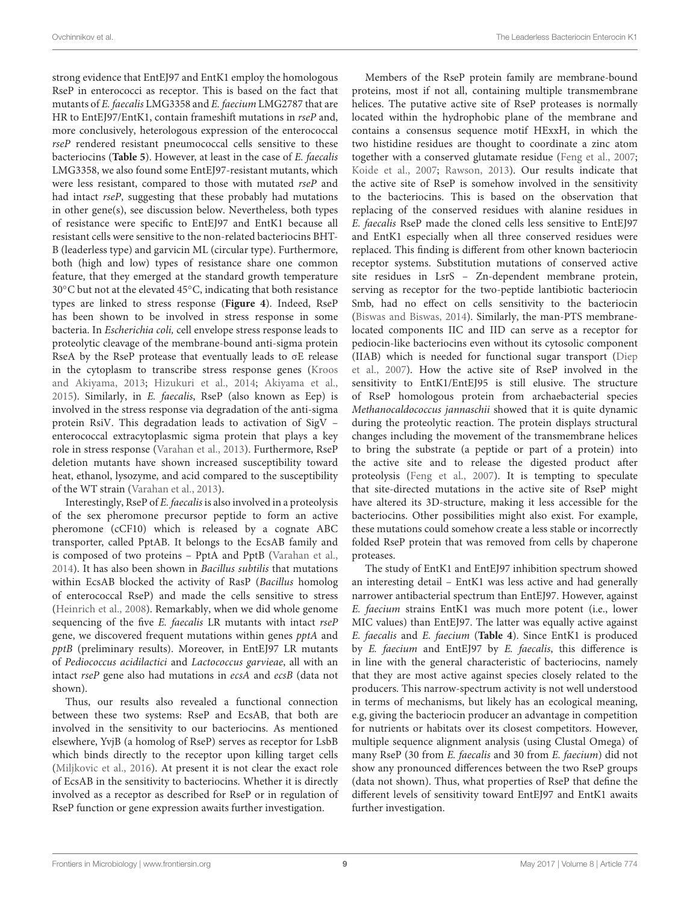strong evidence that EntEJ97 and EntK1 employ the homologous RseP in enterococci as receptor. This is based on the fact that mutants of *E. faecalis* LMG3358 and *E. faecium* LMG2787 that are HR to EntEJ97/EntK1, contain frameshift mutations in *rseP* and, more conclusively, heterologous expression of the enterococcal *rseP* rendered resistant pneumococcal cells sensitive to these bacteriocins (**Table 5**). However, at least in the case of *E. faecalis* LMG3358, we also found some EntEJ97-resistant mutants, which were less resistant, compared to those with mutated *rseP* and had intact *rseP*, suggesting that these probably had mutations in other gene(s), see discussion below. Nevertheless, both types of resistance were specific to EntEJ97 and EntK1 because all resistant cells were sensitive to the non-related bacteriocins BHT-B (leaderless type) and garvicin ML (circular type). Furthermore, both (high and low) types of resistance share one common feature, that they emerged at the standard growth temperature 30°C but not at the elevated 45°C, indicating that both resistance types are linked to stress response (**Figure 4**). Indeed, RseP has been shown to be involved in stress response in some bacteria. In *Escherichia coli,* cell envelope stress response leads to proteolytic cleavage of the membrane-bound anti-sigma protein RseA by the RseP protease that eventually leads to σE release in the cytoplasm to transcribe stress response genes (Kroos and Akiyama, 2013; Hizukuri et al., 2014; Akiyama et al., 2015). Similarly, in *E. faecalis*, RseP (also known as Eep) is involved in the stress response via degradation of the anti-sigma protein RsiV. This degradation leads to activation of SigV – enterococcal extracytoplasmic sigma protein that plays a key role in stress response (Varahan et al., 2013). Furthermore, RseP deletion mutants have shown increased susceptibility toward heat, ethanol, lysozyme, and acid compared to the susceptibility of the WT strain (Varahan et al., 2013).

Interestingly, RseP of *E. faecalis* is also involved in a proteolysis of the sex pheromone precursor peptide to form an active pheromone (cCF10) which is released by a cognate ABC transporter, called PptAB. It belongs to the EcsAB family and is composed of two proteins – PptA and PptB (Varahan et al., 2014). It has also been shown in *Bacillus subtilis* that mutations within EcsAB blocked the activity of RasP (*Bacillus* homolog of enterococcal RseP) and made the cells sensitive to stress (Heinrich et al., 2008). Remarkably, when we did whole genome sequencing of the five *E. faecalis* LR mutants with intact *rseP* gene, we discovered frequent mutations within genes *pptA* and *pptB* (preliminary results). Moreover, in EntEJ97 LR mutants of *Pediococcus acidilactici* and *Lactococcus garvieae*, all with an intact *rseP* gene also had mutations in *ecsA* and *ecsB* (data not shown).

Thus, our results also revealed a functional connection between these two systems: RseP and EcsAB, that both are involved in the sensitivity to our bacteriocins. As mentioned elsewhere, YvjB (a homolog of RseP) serves as receptor for LsbB which binds directly to the receptor upon killing target cells (Miljkovic et al., 2016). At present it is not clear the exact role of EcsAB in the sensitivity to bacteriocins. Whether it is directly involved as a receptor as described for RseP or in regulation of RseP function or gene expression awaits further investigation.

Members of the RseP protein family are membrane-bound proteins, most if not all, containing multiple transmembrane helices. The putative active site of RseP proteases is normally located within the hydrophobic plane of the membrane and contains a consensus sequence motif HExxH, in which the two histidine residues are thought to coordinate a zinc atom together with a conserved glutamate residue (Feng et al., 2007; Koide et al., 2007; Rawson, 2013). Our results indicate that the active site of RseP is somehow involved in the sensitivity to the bacteriocins. This is based on the observation that replacing of the conserved residues with alanine residues in *E. faecalis* RseP made the cloned cells less sensitive to EntEJ97 and EntK1 especially when all three conserved residues were replaced. This finding is different from other known bacteriocin receptor systems. Substitution mutations of conserved active site residues in LsrS – Zn-dependent membrane protein, serving as receptor for the two-peptide lantibiotic bacteriocin Smb, had no effect on cells sensitivity to the bacteriocin (Biswas and Biswas, 2014). Similarly, the man-PTS membrane-located components IIC and IID can serve as a receptor for pediocin-like bacteriocins even without its cytosolic component (IIAB) which is needed for functional sugar transport (Diep et al., 2007). How the active site of RseP involved in the sensitivity to EntK1/EntEJ95 is still elusive. The structure of RseP homologous protein from archaebacterial species *Methanocaldococcus jannaschii* showed that it is quite dynamic during the proteolytic reaction. The protein displays structural changes including the movement of the transmembrane helices to bring the substrate (a peptide or part of a protein) into the active site and to release the digested product after proteolysis (Feng et al., 2007). It is tempting to speculate that site-directed mutations in the active site of RseP might have altered its 3D-structure, making it less accessible for the bacteriocins. Other possibilities might also exist. For example, these mutations could somehow create a less stable or incorrectly folded RseP protein that was removed from cells by chaperone proteases.

The study of EntK1 and EntEJ97 inhibition spectrum showed an interesting detail – EntK1 was less active and had generally narrower antibacterial spectrum than EntEJ97. However, against *E. faecium* strains EntK1 was much more potent (i.e., lower MIC values) than EntEJ97. The latter was equally active against *E. faecalis* and *E. faecium* (**Table 4**). Since EntK1 is produced by *E. faecium* and EntEJ97 by *E. faecalis*, this difference is in line with the general characteristic of bacteriocins, namely that they are most active against species closely related to the producers. This narrow-spectrum activity is not well understood in terms of mechanisms, but likely has an ecological meaning, e.g, giving the bacteriocin producer an advantage in competition for nutrients or habitats over its closest competitors. However, multiple sequence alignment analysis (using Clustal Omega) of many RseP (30 from *E. faecalis* and 30 from *E. faecium*) did not show any pronounced differences between the two RseP groups (data not shown). Thus, what properties of RseP that define the different levels of sensitivity toward EntEJ97 and EntK1 awaits further investigation.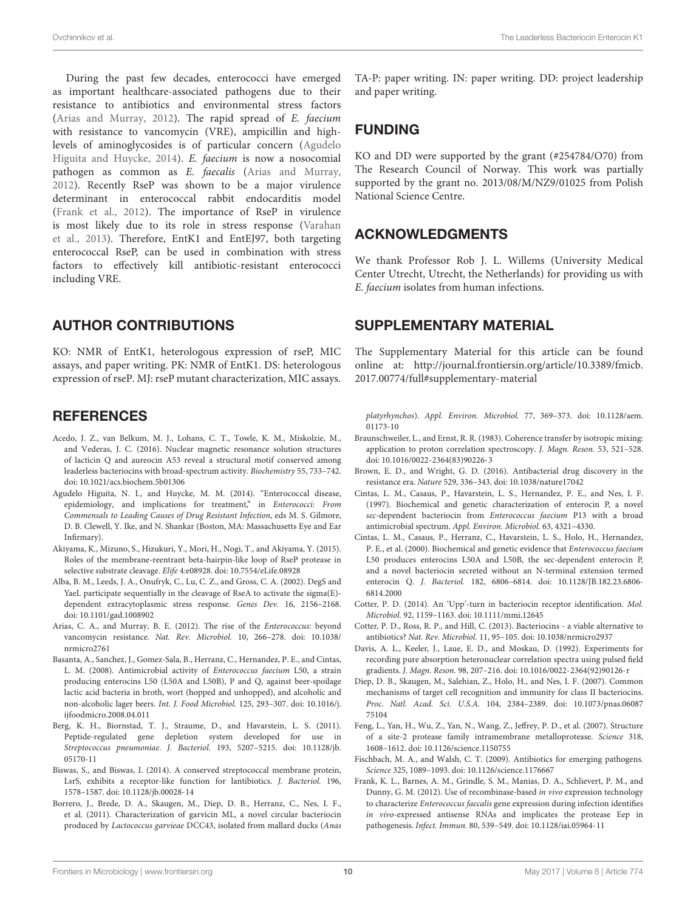During the past few decades, enterococci have emerged as important healthcare-associated pathogens due to their resistance to antibiotics and environmental stress factors (Arias and Murray, 2012). The rapid spread of *E. faecium* with resistance to vancomycin (VRE), ampicillin and high-levels of aminoglycosides is of particular concern (Agudelo Higuita and Huycke, 2014). *E. faecium* is now a nosocomial pathogen as common as *E. faecalis* (Arias and Murray, 2012). Recently RseP was shown to be a major virulence determinant in enterococcal rabbit endocarditis model (Frank et al., 2012). The importance of RseP in virulence is most likely due to its role in stress response (Varahan et al., 2013). Therefore, EntK1 and EntEJ97, both targeting enterococcal RseP, can be used in combination with stress factors to effectively kill antibiotic-resistant enterococci including VRE.

## AUTHOR CONTRIBUTIONS

KO: NMR of EntK1, heterologous expression of rseP, MIC assays, and paper writing. PK: NMR of EntK1. DS: heterologous expression of rseP. MJ: rseP mutant characterization, MIC assays. TA-P: paper writing. IN: paper writing. DD: project leadership and paper writing.

## FUNDING

KO and DD were supported by the grant (#254784/O70) from The Research Council of Norway. This work was partially supported by the grant no. 2013/08/M/NZ9/01025 from Polish National Science Centre.

## ACKNOWLEDGMENTS

We thank Professor Rob J. L. Willems (University Medical Center Utrecht, Utrecht, the Netherlands) for providing us with *E. faecium* isolates from human infections.

## SUPPLEMENTARY MATERIAL

The Supplementary Material for this article can be found online at: http://journal.frontiersin.org/article/10.3389/fmicb.2017.00774/full#supplementary-material

## REFERENCES

Acedo, J. Z., van Belkum, M. J., Lohans, C. T., Towle, K. M., Miskolzie, M., and Vederas, J. C. (2016). Nuclear magnetic resonance solution structures of lacticin Q and aureocin A53 reveal a structural motif conserved among leaderless bacteriocins with broad-spectrum activity. *Biochemistry* 55, 733–742. doi: 10.1021/acs.biochem.5b01306

Agudelo Higuita, N. I., and Huycke, M. M. (2014). "Enterococcal disease, epidemiology, and implications for treatment," in *Enterococci: From Commensals to Leading Causes of Drug Resistant Infection*, eds M. S. Gilmore, D. B. Clewell, Y. Ike, and N. Shankar (Boston, MA: Massachusetts Eye and Ear Infirmary).

Akiyama, K., Mizuno, S., Hizukuri, Y., Mori, H., Nogi, T., and Akiyama, Y. (2015). Roles of the membrane-reentrant beta-hairpin-like loop of RseP protease in selective substrate cleavage. *Elife* 4:e08928. doi: 10.7554/eLife.08928

Alba, B. M., Leeds, J. A., Onufryk, C., Lu, C. Z., and Gross, C. A. (2002). DegS and YaeL participate sequentially in the cleavage of RseA to activate the sigma(E)-dependent extracytoplasmic stress response. *Genes Dev*. 16, 2156–2168. doi: 10.1101/gad.1008902

Arias, C. A., and Murray, B. E. (2012). The rise of the *Enterococcus*: beyond vancomycin resistance. *Nat. Rev. Microbiol.* 10, 266–278. doi: 10.1038/nrmicro2761

Basanta, A., Sanchez, J., Gomez-Sala, B., Herranz, C., Hernandez, P. E., and Cintas, L. M. (2008). Antimicrobial activity of *Enterococcus faecium* L50, a strain producing enterocins L50 (L50A and L50B), P and Q, against beer-spoilage lactic acid bacteria in broth, wort (hopped and unhopped), and alcoholic and non-alcoholic lager beers. *Int. J. Food Microbiol.* 125, 293–307. doi: 10.1016/j.ijfoodmicro.2008.04.011

Berg, K. H., Biornstad, T. J., Straume, D., and Havarstein, L. S. (2011). Peptide-regulated gene depletion system developed for use in *Streptococcus pneumoniae*. *J. Bacteriol.* 193, 5207–5215. doi: 10.1128/jb.05170-11

Biswas, S., and Biswas, I. (2014). A conserved streptococcal membrane protein, LsrS, exhibits a receptor-like function for lantibiotics. *J. Bacteriol.* 196, 1578–1587. doi: 10.1128/jb.00028-14

Borrero, J., Brede, D. A., Skaugen, M., Diep, D. B., Herranz, C., Nes, I. F., et al. (2011). Characterization of garvicin ML, a novel circular bacteriocin produced by *Lactococcus garvieae* DCC43, isolated from mallard ducks (*Anas platyrhynchos*). *Appl. Environ. Microbiol.* 77, 369–373. doi: 10.1128/aem.01173-10

Braunschweiler, L., and Ernst, R. R. (1983). Coherence transfer by isotropic mixing: application to proton correlation spectroscopy. *J. Magn. Reson.* 53, 521–528. doi: 10.1016/0022-2364(83)90226-3

Brown, E. D., and Wright, G. D. (2016). Antibacterial drug discovery in the resistance era. *Nature* 529, 336–343. doi: 10.1038/nature17042

Cintas, L. M., Casaus, P., Havarstein, L. S., Hernandez, P. E., and Nes, I. F. (1997). Biochemical and genetic characterization of enterocin P, a novel *sec*-dependent bacteriocin from *Enterococcus faecium* P13 with a broad antimicrobial spectrum. *Appl. Environ. Microbiol.* 63, 4321–4330.

Cintas, L. M., Casaus, P., Herranz, C., Havarstein, L. S., Holo, H., Hernandez, P. E., et al. (2000). Biochemical and genetic evidence that *Enterococcus faecium* L50 produces enterocins L50A and L50B, the sec-dependent enterocin P, and a novel bacteriocin secreted without an N-terminal extension termed enterocin Q. *J. Bacteriol.* 182, 6806–6814. doi: 10.1128/JB.182.23.6806-6814.2000

Cotter, P. D. (2014). An 'Upp'-turn in bacteriocin receptor identification. *Mol. Microbiol.* 92, 1159–1163. doi: 10.1111/mmi.12645

Cotter, P. D., Ross, R. P., and Hill, C. (2013). Bacteriocins - a viable alternative to antibiotics? *Nat. Rev. Microbiol.* 11, 95–105. doi: 10.1038/nrmicro2937

Davis, A. L., Keeler, J., Laue, E. D., and Moskau, D. (1992). Experiments for recording pure absorption heteronuclear correlation spectra using pulsed field gradients. *J. Magn. Reson.* 98, 207–216. doi: 10.1016/0022-2364(92)90126-r

Diep, D. B., Skaugen, M., Salehian, Z., Holo, H., and Nes, I. F. (2007). Common mechanisms of target cell recognition and immunity for class II bacteriocins. *Proc. Natl. Acad. Sci. U.S.A.* 104, 2384–2389. doi: 10.1073/pnas.0608775104

Feng, L., Yan, H., Wu, Z., Yan, N., Wang, Z., Jeffrey, P. D., et al. (2007). Structure of a site-2 protease family intramembrane metalloprotease. *Science* 318, 1608–1612. doi: 10.1126/science.1150755

Fischbach, M. A., and Walsh, C. T. (2009). Antibiotics for emerging pathogens. *Science* 325, 1089–1093. doi: 10.1126/science.1176667

Frank, K. L., Barnes, A. M., Grindle, S. M., Manias, D. A., Schlievert, P. M., and Dunny, G. M. (2012). Use of recombinase-based *in vivo* expression technology to characterize *Enterococcus faecalis* gene expression during infection identifies *in vivo*-expressed antisense RNAs and implicates the protease Eep in pathogenesis. *Infect. Immun.* 80, 539–549. doi: 10.1128/iai.05964-11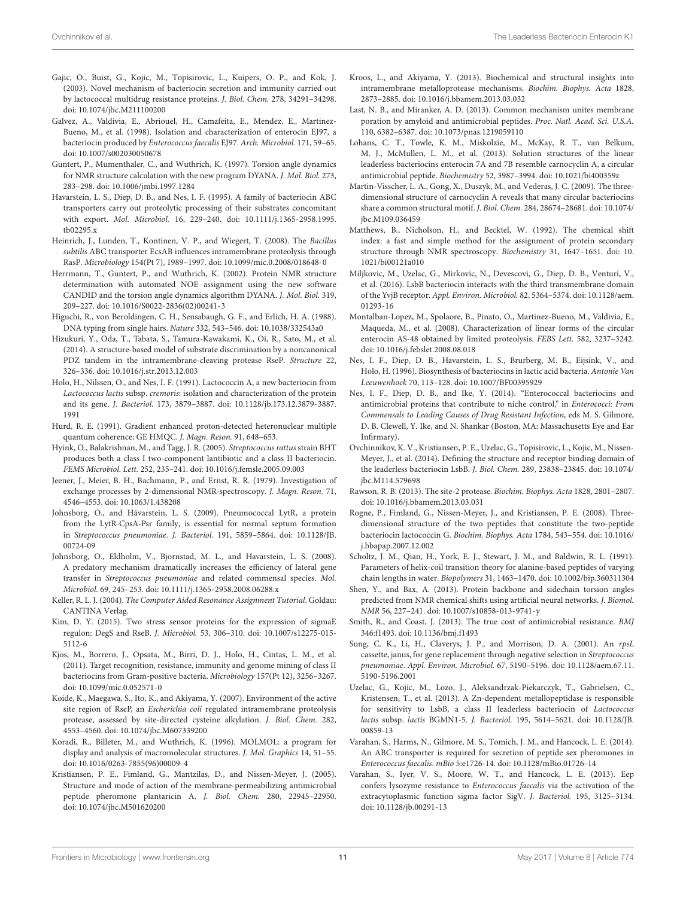Gajic, O., Buist, G., Kojic, M., Topisirovic, L., Kuipers, O. P., and Kok, J. (2003). Novel mechanism of bacteriocin secretion and immunity carried out by lactococcal multidrug resistance proteins. *J. Biol. Chem.* 278, 34291–34298. doi: 10.1074/jbc.M211100200

Galvez, A., Valdivia, E., Abriouel, H., Camafeita, E., Mendez, E., Martinez-Bueno, M., et al. (1998). Isolation and characterization of enterocin EJ97, a bacteriocin produced by *Enterococcus faecalis* EJ97. *Arch. Microbiol.* 171, 59–65. doi: 10.1007/s002030050678

Guntert, P., Mumenthaler, C., and Wuthrich, K. (1997). Torsion angle dynamics for NMR structure calculation with the new program DYANA. *J. Mol. Biol.* 273, 283–298. doi: 10.1006/jmbi.1997.1284

Havarstein, L. S., Diep, D. B., and Nes, I. F. (1995). A family of bacteriocin ABC transporters carry out proteolytic processing of their substrates concomitant with export. *Mol. Microbiol.* 16, 229–240. doi: 10.1111/j.1365-2958.1995.tb02295.x

Heinrich, J., Lunden, T., Kontinen, V. P., and Wiegert, T. (2008). The *Bacillus subtilis* ABC transporter EcsAB influences intramembrane proteolysis through RasP. *Microbiology* 154(Pt 7), 1989–1997. doi: 10.1099/mic.0.2008/018648-0

Herrmann, T., Guntert, P., and Wuthrich, K. (2002). Protein NMR structure determination with automated NOE assignment using the new software CANDID and the torsion angle dynamics algorithm DYANA. *J. Mol. Biol.* 319, 209–227. doi: 10.1016/S0022-2836(02)00241-3

Higuchi, R., von Beroldingen, C. H., Sensabaugh, G. F., and Erlich, H. A. (1988). DNA typing from single hairs. *Nature* 332, 543–546. doi: 10.1038/332543a0

Hizukuri, Y., Oda, T., Tabata, S., Tamura-Kawakami, K., Oi, R., Sato, M., et al. (2014). A structure-based model of substrate discrimination by a noncanonical PDZ tandem in the intramembrane-cleaving protease RseP. *Structure* 22, 326–336. doi: 10.1016/j.str.2013.12.003

Holo, H., Nilssen, O., and Nes, I. F. (1991). Lactococcin A, a new bacteriocin from *Lactococcus lactis* subsp. *cremoris*: isolation and characterization of the protein and its gene. *J. Bacteriol.* 173, 3879–3887. doi: 10.1128/jb.173.12.3879-3887.1991

Hurd, R. E. (1991). Gradient enhanced proton-detected heteronuclear multiple quantum coherence: GE HMQC. *J. Magn. Reson.* 91, 648–653.

Hyink, O., Balakrishnan, M., and Tagg, J. R. (2005). *Streptococcus rattus* strain BHT produces both a class I two-component lantibiotic and a class II bacteriocin. *FEMS Microbiol. Lett.* 252, 235–241. doi: 10.1016/j.femsle.2005.09.003

Jeener, J., Meier, B. H., Bachmann, P., and Ernst, R. R. (1979). Investigation of exchange processes by 2-dimensional NMR-spectroscopy. *J. Magn. Reson.* 71, 4546–4553. doi: 10.1063/1.438208

Johnsborg, O., and Håvarstein, L. S. (2009). Pneumococcal LytR, a protein from the LytR-CpsA-Psr family, is essential for normal septum formation in *Streptococcus pneumoniae*. *J. Bacteriol.* 191, 5859–5864. doi: 10.1128/JB.00724-09

Johnsborg, O., Eldholm, V., Bjornstad, M. L., and Havarstein, L. S. (2008). A predatory mechanism dramatically increases the efficiency of lateral gene transfer in *Streptococcus pneumoniae* and related commensal species. *Mol. Microbiol.* 69, 245–253. doi: 10.1111/j.1365-2958.2008.06288.x

Keller, R. L. J. (2004). *The Computer Aided Resonance Assignment Tutorial*. Goldau: CANTINA Verlag.

Kim, D. Y. (2015). Two stress sensor proteins for the expression of sigmaE regulon: DegS and RseB. *J. Microbiol.* 53, 306–310. doi: 10.1007/s12275-015-5112-6

Kjos, M., Borrero, J., Opsata, M., Birri, D. J., Holo, H., Cintas, L. M., et al. (2011). Target recognition, resistance, immunity and genome mining of class II bacteriocins from Gram-positive bacteria. *Microbiology* 157(Pt 12), 3256–3267. doi: 10.1099/mic.0.052571-0

Koide, K., Maegawa, S., Ito, K., and Akiyama, Y. (2007). Environment of the active site region of RseP, an *Escherichia coli* regulated intramembrane proteolysis protease, assessed by site-directed cysteine alkylation. *J. Biol. Chem.* 282, 4553–4560. doi: 10.1074/jbc.M607339200

Koradi, R., Billeter, M., and Wuthrich, K. (1996). MOLMOL: a program for display and analysis of macromolecular structures. *J. Mol. Graphics* 14, 51–55. doi: 10.1016/0263-7855(96)00009-4

Kristiansen, P. E., Fimland, G., Mantzilas, D., and Nissen-Meyer, J. (2005). Structure and mode of action of the membrane-permeabilizing antimicrobial peptide pheromone plantaricin A. *J. Biol. Chem.* 280, 22945–22950. doi: 10.1074/jbc.M501620200

Kroos, L., and Akiyama, Y. (2013). Biochemical and structural insights into intramembrane metalloprotease mechanisms. *Biochim. Biophys. Acta* 1828, 2873–2885. doi: 10.1016/j.bbamem.2013.03.032

Last, N. B., and Miranker, A. D. (2013). Common mechanism unites membrane poration by amyloid and antimicrobial peptides. *Proc. Natl. Acad. Sci. U.S.A.* 110, 6382–6387. doi: 10.1073/pnas.1219059110

Lohans, C. T., Towle, K. M., Miskolzie, M., McKay, R. T., van Belkum, M. J., McMullen, L. M., et al. (2013). Solution structures of the linear leaderless bacteriocins enterocin 7A and 7B resemble carnocyclin A, a circular antimicrobial peptide. *Biochemistry* 52, 3987–3994. doi: 10.1021/bi400359z

Martin-Visscher, L. A., Gong, X., Duszyk, M., and Vederas, J. C. (2009). The three-dimensional structure of carnocyclin A reveals that many circular bacteriocins share a common structural motif. *J. Biol. Chem.* 284, 28674–28681. doi: 10.1074/jbc.M109.036459

Matthews, B., Nicholson, H., and Becktel, W. (1992). The chemical shift index: a fast and simple method for the assignment of protein secondary structure through NMR spectroscopy. *Biochemistry* 31, 1647–1651. doi: 10.1021/bi00121a010

Miljkovic, M., Uzelac, G., Mirkovic, N., Devescovi, G., Diep, D. B., Venturi, V., et al. (2016). LsbB bacteriocin interacts with the third transmembrane domain of the YvjB receptor. *Appl. Environ. Microbiol.* 82, 5364–5374. doi: 10.1128/aem.01293-16

Montalban-Lopez, M., Spolaore, B., Pinato, O., Martinez-Bueno, M., Valdivia, E., Maqueda, M., et al. (2008). Characterization of linear forms of the circular enterocin AS-48 obtained by limited proteolysis. *FEBS Lett.* 582, 3237–3242. doi: 10.1016/j.febslet.2008.08.018

Nes, I. F., Diep, D. B., Havarstein, L. S., Brurberg, M. B., Eijsink, V., and Holo, H. (1996). Biosynthesis of bacteriocins in lactic acid bacteria. *Antonie Van Leeuwenhoek* 70, 113–128. doi: 10.1007/BF00395929

Nes, I. F., Diep, D. B., and Ike, Y. (2014). "Enterococcal bacteriocins and antimicrobial proteins that contribute to niche control," in *Enterococci: From Commensals to Leading Causes of Drug Resistant Infection*, eds M. S. Gilmore, D. B. Clewell, Y. Ike, and N. Shankar (Boston, MA: Massachusetts Eye and Ear Infirmary).

Ovchinnikov, K. V., Kristiansen, P. E., Uzelac, G., Topisirovic, L., Kojic, M., Nissen-Meyer, J., et al. (2014). Defining the structure and receptor binding domain of the leaderless bacteriocin LsbB. *J. Biol. Chem.* 289, 23838–23845. doi: 10.1074/jbc.M114.579698

Rawson, R. B. (2013). The site-2 protease. *Biochim. Biophys. Acta* 1828, 2801–2807. doi: 10.1016/j.bbamem.2013.03.031

Rogne, P., Fimland, G., Nissen-Meyer, J., and Kristiansen, P. E. (2008). Three-dimensional structure of the two peptides that constitute the two-peptide bacteriocin lactococcin G. *Biochim. Biophys. Acta* 1784, 543–554. doi: 10.1016/j.bbapap.2007.12.002

Scholtz, J. M., Qian, H., York, E. J., Stewart, J. M., and Baldwin, R. L. (1991). Parameters of helix-coil transition theory for alanine-based peptides of varying chain lengths in water. *Biopolymers* 31, 1463–1470. doi: 10.1002/bip.360311304

Shen, Y., and Bax, A. (2013). Protein backbone and sidechain torsion angles predicted from NMR chemical shifts using artificial neural networks. *J. Biomol. NMR* 56, 227–241. doi: 10.1007/s10858-013-9741-y

Smith, R., and Coast, J. (2013). The true cost of antimicrobial resistance. *BMJ* 346:f1493. doi: 10.1136/bmj.f1493

Sung, C. K., Li, H., Claverys, J. P., and Morrison, D. A. (2001). An *rpsL* cassette, janus, for gene replacement through negative selection in *Streptococcus pneumoniae*. *Appl. Environ. Microbiol.* 67, 5190–5196. doi: 10.1128/aem.67.11.5190-5196.2001

Uzelac, G., Kojic, M., Lozo, J., Aleksandrzak-Piekarczyk, T., Gabrielsen, C., Kristensen, T., et al. (2013). A Zn-dependent metallopeptidase is responsible for sensitivity to LsbB, a class II leaderless bacteriocin of *Lactococcus lactis* subsp. *lactis* BGMN1-5. *J. Bacteriol.* 195, 5614–5621. doi: 10.1128/JB.00859-13

Varahan, S., Harms, N., Gilmore, M. S., Tomich, J. M., and Hancock, L. E. (2014). An ABC transporter is required for secretion of peptide sex pheromones in *Enterococcus faecalis*. *mBio* 5:e1726-14. doi: 10.1128/mBio.01726-14

Varahan, S., Iyer, V. S., Moore, W. T., and Hancock, L. E. (2013). Eep confers lysozyme resistance to *Enterococcus faecalis* via the activation of the extracytoplasmic function sigma factor SigV. *J. Bacteriol.* 195, 3125–3134. doi: 10.1128/jb.00291-13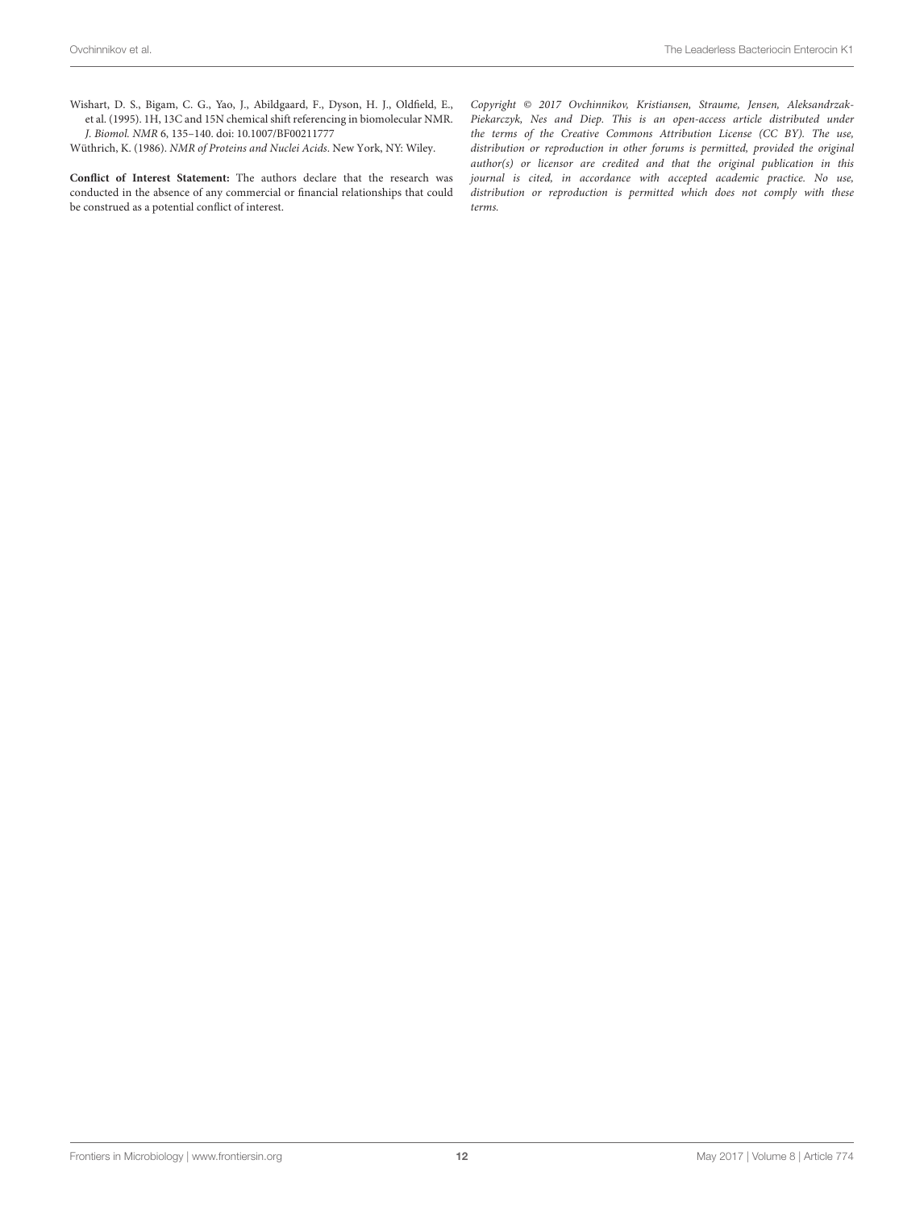Wishart, D. S., Bigam, C. G., Yao, J., Abildgaard, F., Dyson, H. J., Oldfield, E., et al. (1995). 1H, 13C and 15N chemical shift referencing in biomolecular NMR. *J. Biomol. NMR* 6, 135–140. doi: 10.1007/BF00211777

Wüthrich, K. (1986). *NMR of Proteins and Nuclei Acids*. New York, NY: Wiley.

**Conflict of Interest Statement:** The authors declare that the research was conducted in the absence of any commercial or financial relationships that could be construed as a potential conflict of interest.

*Copyright © 2017 Ovchinnikov, Kristiansen, Straume, Jensen, Aleksandrzak-Piekarczyk, Nes and Diep. This is an open-access article distributed under the terms of the Creative Commons Attribution License (CC BY). The use, distribution or reproduction in other forums is permitted, provided the original author(s) or licensor are credited and that the original publication in this journal is cited, in accordance with accepted academic practice. No use, distribution or reproduction is permitted which does not comply with these terms.*